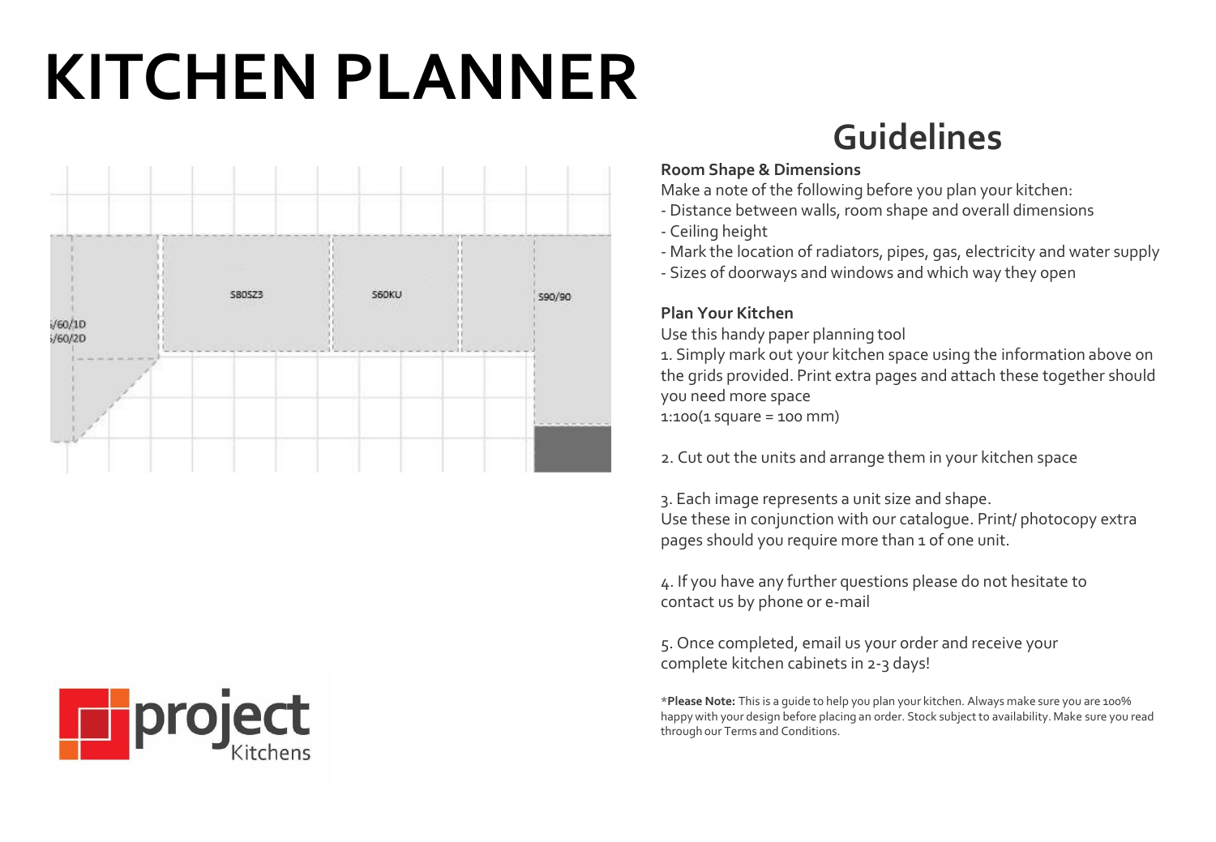# KITCHEN PLANNER

## Guidelines

**Room Shape & Dimensions**

Make a note of the following before you plan your kitchen:

- Distance between walls, room shape and overall dimensions
- Ceiling height
- Mark the location of radiators, pipes, gas, electricity and water supply
- Sizes of doorways and windows and which way they open

**Plan Your Kitchen**

Use this handy paper planning tool

1. Simply mark out your kitchen space using the information above on the grids provided. Print extra pages and attach these together should you need more space
1:100(1 square = 100 mm)

2. Cut out the units and arrange them in your kitchen space

3. Each image represents a unit size and shape.
Use these in conjunction with our catalogue. Print/ photocopy extra pages should you require more than 1 of one unit.

4. If you have any further questions please do not hesitate to contact us by phone or e-mail

5. Once completed, email us your order and receive your complete kitchen cabinets in 2-3 days!

*__Please Note:__ This is a guide to help you plan your kitchen. Always make sure you are 100% happy with your design before placing an order. Stock subject to availability. Make sure you read through our Terms and Conditions.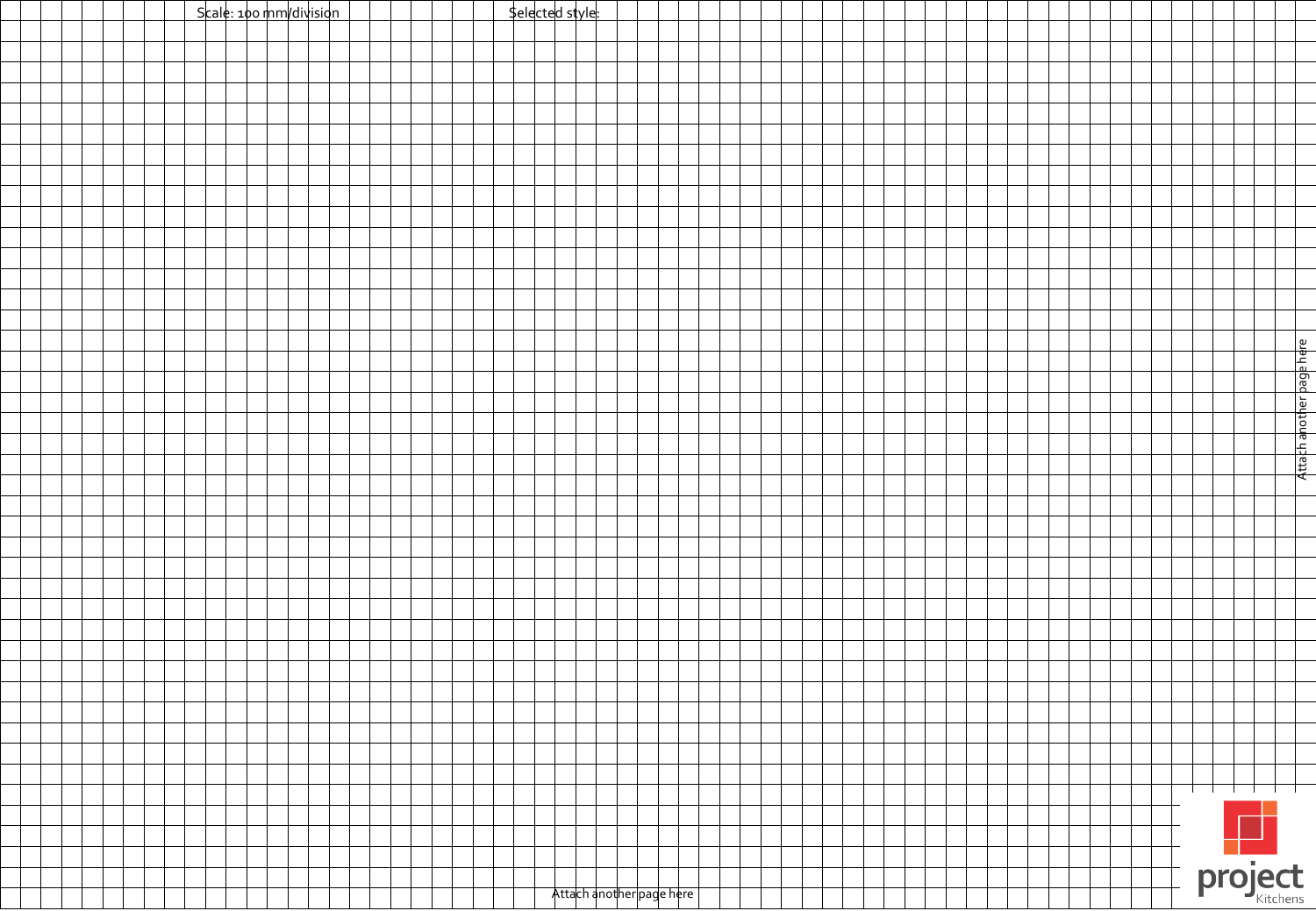Scale: 100 mm/division

Selected style:

Attach another page here

Attach another page here

project Kitchens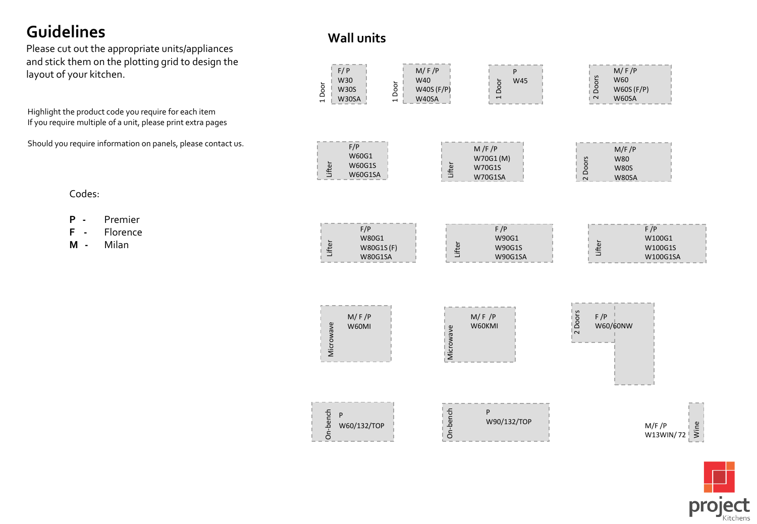# Guidelines

Please cut out the appropriate units/appliances and stick them on the plotting grid to design the layout of your kitchen.

Highlight the product code you require for each item
If you require multiple of a unit, please print extra pages

Should you require information on panels, please contact us.

Codes:

**P** - Premier
**F** - Florence
**M** - Milan

## Wall units

1 Door
F/ P
W30
W30S
W30SA

1 Door
M/ F /P
W40
W40S (F/P)
W40SA

1 Door
P
W45

2 Doors
M/ F /P
W60
W60S (F/P)
W60SA

Lifter
F/P
W60G1
W60G1S
W60G1SA

Lifter
M /F /P
W70G1 (M)
W70G1S
W70G1SA

2 Doors
M/F /P
W80
W80S
W80SA

Lifter
F/P
W80G1
W80G1S (F)
W80G1SA

Lifter
F /P
W90G1
W90G1S
W90G1SA

Lifter
F /P
W100G1
W100G1S
W100G1SA

Microwave
M/ F /P
W60MI

Microwave
M/ F /P
W60KMI

2 Doors
F /P
W60/60NW

On-bench
P
W60/132/TOP

On-bench
P
W90/132/TOP

Wine
M/F /P
W13WIN/ 72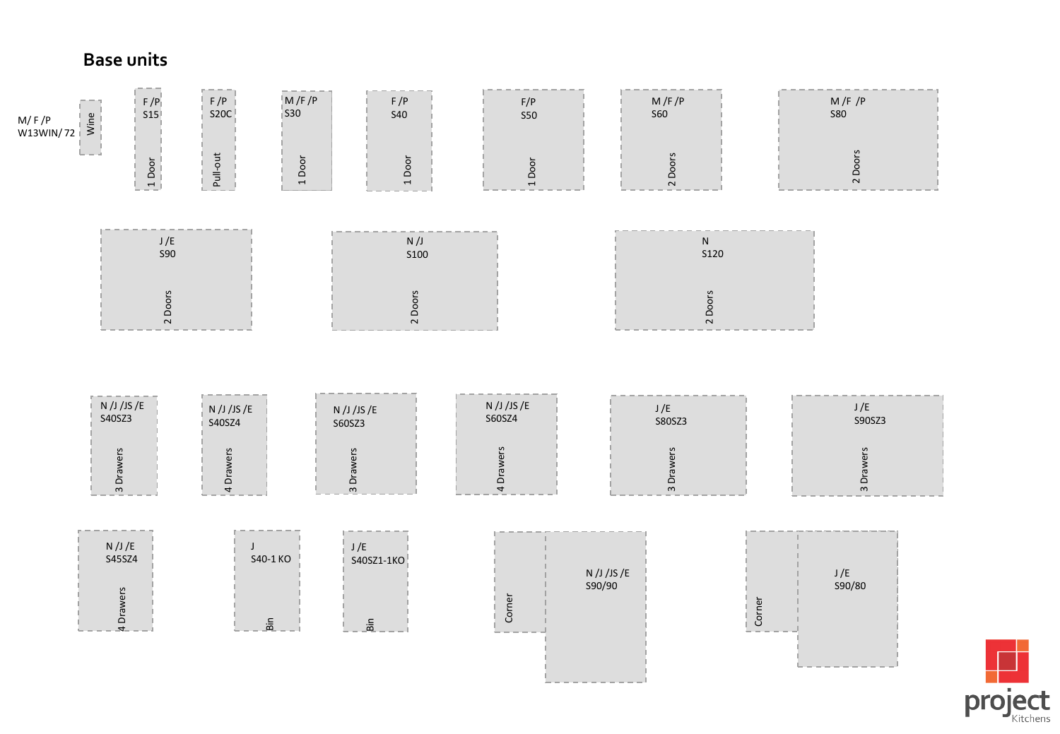# Base units

M/ F /P
W13WIN/ 72
Wine

F /P
S15
1 Door

F /P
S20C
Pull-out

M /F /P
S30
1 Door

F /P
S40
1 Door

F/P
S50
1 Door

M /F /P
S60
2 Doors

M /F /P
S80
2 Doors

J /E
S90
2 Doors

N /J
S100
2 Doors

N
S120
2 Doors

N /J /JS /E
S40SZ3
3 Drawers

N /J /JS /E
S40SZ4
4 Drawers

N /J /JS /E
S60SZ3
3 Drawers

N /J /JS /E
S60SZ4
4 Drawers

J /E
S80SZ3
3 Drawers

J /E
S90SZ3
3 Drawers

N /J /E
S45SZ4
4 Drawers

J
S40-1 KO
Bin

J /E
S40SZ1-1KO
Bin

Corner
N /J /JS /E
S90/90

Corner
J /E
S90/80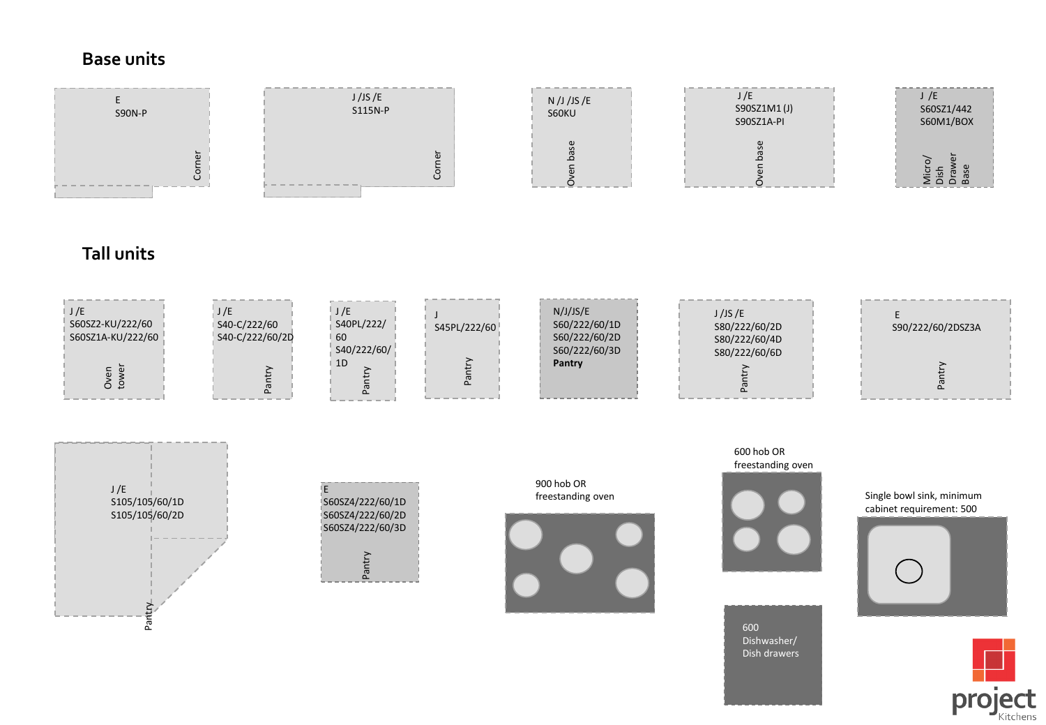## Base units

E
S90N-P
Corner

J /JS /E
S115N-P
Corner

N /J /JS /E
S60KU
Oven base

J /E
S90SZ1M1 (J)
S90SZ1A-PI
Oven base

J /E
S60SZ1/442
S60M1/BOX
Micro/ Dish Drawer Base

## Tall units

J /E
S60SZ2-KU/222/60
S60SZ1A-KU/222/60
Oven tower

J /E
S40-C/222/60
S40-C/222/60/2D
Pantry

J /E
S40PL/222/60
S40/222/60/1D
Pantry

J
S45PL/222/60
Pantry

N/J/JS/E
S60/222/60/1D
S60/222/60/2D
S60/222/60/3D
**Pantry**

J /JS /E
S80/222/60/2D
S80/222/60/4D
S80/222/60/6D
Pantry

E
S90/222/60/2DSZ3A
Pantry

J /E
S105/105/60/1D
S105/105/60/2D
Pantry

E
S60SZ4/222/60/1D
S60SZ4/222/60/2D
S60SZ4/222/60/3D
Pantry

900 hob OR freestanding oven

600 hob OR freestanding oven

Single bowl sink, minimum cabinet requirement: 500

600 Dishwasher/ Dish drawers

project Kitchens